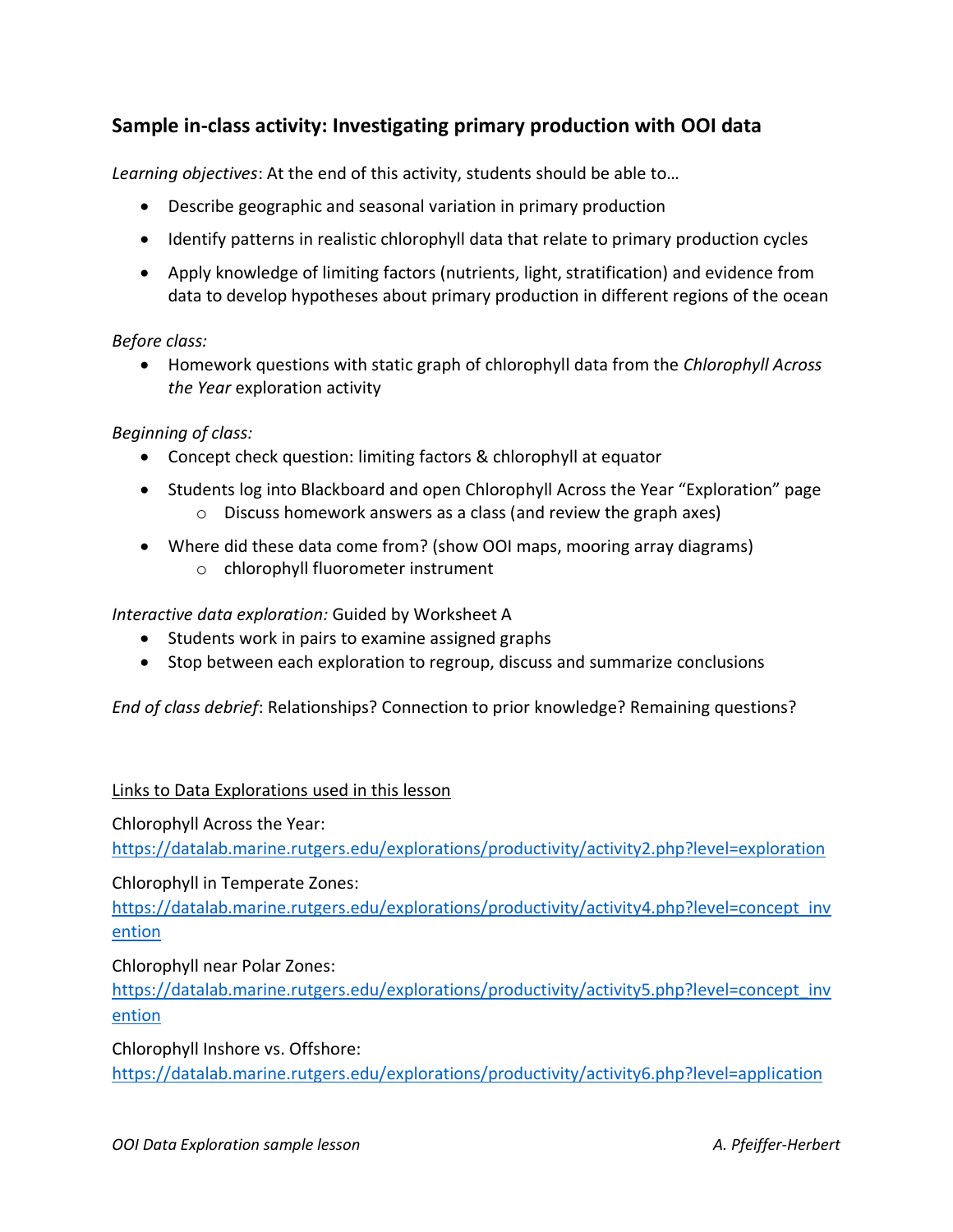## Sample in-class activity: Investigating primary production with OOI data

*Learning objectives*: At the end of this activity, students should be able to…

- Describe geographic and seasonal variation in primary production
- Identify patterns in realistic chlorophyll data that relate to primary production cycles
- Apply knowledge of limiting factors (nutrients, light, stratification) and evidence from data to develop hypotheses about primary production in different regions of the ocean

*Before class:*

- Homework questions with static graph of chlorophyll data from the *Chlorophyll Across the Year* exploration activity

*Beginning of class:*

- Concept check question: limiting factors & chlorophyll at equator
- Students log into Blackboard and open Chlorophyll Across the Year "Exploration" page
  - Discuss homework answers as a class (and review the graph axes)
- Where did these data come from? (show OOI maps, mooring array diagrams)
  - chlorophyll fluorometer instrument

*Interactive data exploration:* Guided by Worksheet A

- Students work in pairs to examine assigned graphs
- Stop between each exploration to regroup, discuss and summarize conclusions

*End of class debrief*: Relationships? Connection to prior knowledge? Remaining questions?

<u>Links to Data Explorations used in this lesson</u>

Chlorophyll Across the Year:
https://datalab.marine.rutgers.edu/explorations/productivity/activity2.php?level=exploration

Chlorophyll in Temperate Zones:
https://datalab.marine.rutgers.edu/explorations/productivity/activity4.php?level=concept_invention

Chlorophyll near Polar Zones:
https://datalab.marine.rutgers.edu/explorations/productivity/activity5.php?level=concept_invention

Chlorophyll Inshore vs. Offshore:
https://datalab.marine.rutgers.edu/explorations/productivity/activity6.php?level=application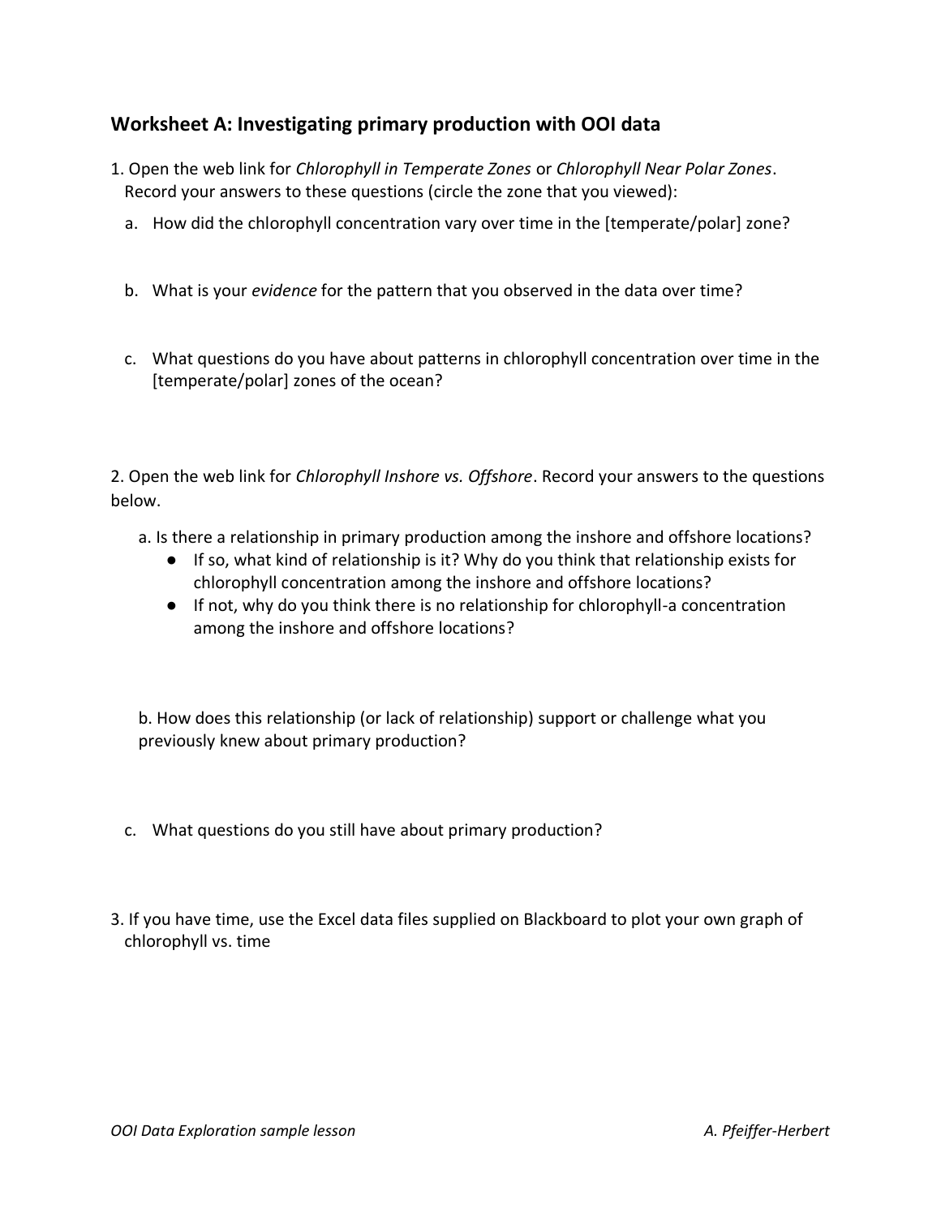## Worksheet A: Investigating primary production with OOI data

1. Open the web link for *Chlorophyll in Temperate Zones* or *Chlorophyll Near Polar Zones*. Record your answers to these questions (circle the zone that you viewed):

   a. How did the chlorophyll concentration vary over time in the [temperate/polar] zone?

   b. What is your *evidence* for the pattern that you observed in the data over time?

   c. What questions do you have about patterns in chlorophyll concentration over time in the [temperate/polar] zones of the ocean?

2. Open the web link for *Chlorophyll Inshore vs. Offshore*. Record your answers to the questions below.

   a. Is there a relationship in primary production among the inshore and offshore locations?
      - If so, what kind of relationship is it? Why do you think that relationship exists for chlorophyll concentration among the inshore and offshore locations?
      - If not, why do you think there is no relationship for chlorophyll-a concentration among the inshore and offshore locations?

   b. How does this relationship (or lack of relationship) support or challenge what you previously knew about primary production?

   c. What questions do you still have about primary production?

3. If you have time, use the Excel data files supplied on Blackboard to plot your own graph of chlorophyll vs. time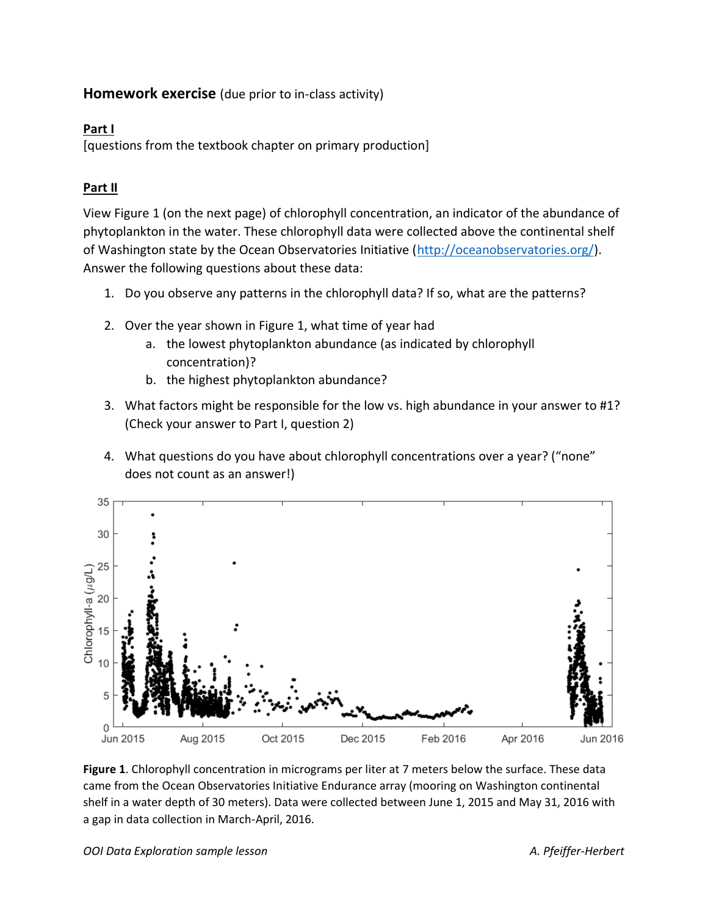**Homework exercise** (due prior to in-class activity)

**Part I**

[questions from the textbook chapter on primary production]

**Part II**

View Figure 1 (on the next page) of chlorophyll concentration, an indicator of the abundance of phytoplankton in the water. These chlorophyll data were collected above the continental shelf of Washington state by the Ocean Observatories Initiative (http://oceanobservatories.org/). Answer the following questions about these data:

1. Do you observe any patterns in the chlorophyll data? If so, what are the patterns?
2. Over the year shown in Figure 1, what time of year had
   a. the lowest phytoplankton abundance (as indicated by chlorophyll concentration)?
   b. the highest phytoplankton abundance?
3. What factors might be responsible for the low vs. high abundance in your answer to #1? (Check your answer to Part I, question 2)
4. What questions do you have about chlorophyll concentrations over a year? ("none" does not count as an answer!)

Chlorophyll-a ($\mu$g/L)

35
30
25
20
15
10
5
0

Jun 2015 Aug 2015 Oct 2015 Dec 2015 Feb 2016 Apr 2016 Jun 2016

**Figure 1**. Chlorophyll concentration in micrograms per liter at 7 meters below the surface. These data came from the Ocean Observatories Initiative Endurance array (mooring on Washington continental shelf in a water depth of 30 meters). Data were collected between June 1, 2015 and May 31, 2016 with a gap in data collection in March-April, 2016.

*OOI Data Exploration sample lesson* *A. Pfeiffer-Herbert*